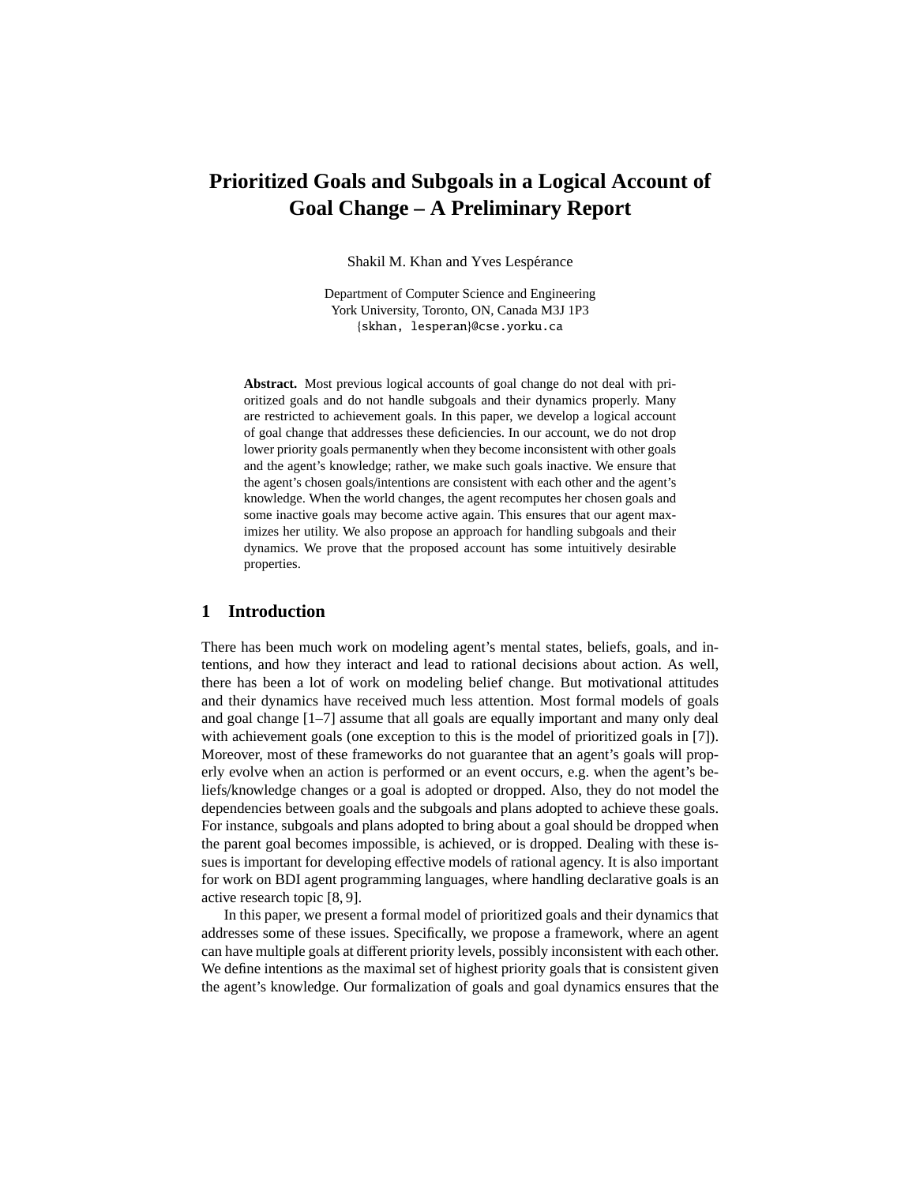# Prioritized Goals and Subgoals in a Logical Account of Goal Change – A Preliminary Report

Shakil M. Khan and Yves Lespérance

Department of Computer Science and Engineering
York University, Toronto, ON, Canada M3J 1P3
{skhan, lesperan}@cse.yorku.ca

**Abstract.** Most previous logical accounts of goal change do not deal with prioritized goals and do not handle subgoals and their dynamics properly. Many are restricted to achievement goals. In this paper, we develop a logical account of goal change that addresses these deficiencies. In our account, we do not drop lower priority goals permanently when they become inconsistent with other goals and the agent's knowledge; rather, we make such goals inactive. We ensure that the agent's chosen goals/intentions are consistent with each other and the agent's knowledge. When the world changes, the agent recomputes her chosen goals and some inactive goals may become active again. This ensures that our agent maximizes her utility. We also propose an approach for handling subgoals and their dynamics. We prove that the proposed account has some intuitively desirable properties.

## 1 Introduction

There has been much work on modeling agent's mental states, beliefs, goals, and intentions, and how they interact and lead to rational decisions about action. As well, there has been a lot of work on modeling belief change. But motivational attitudes and their dynamics have received much less attention. Most formal models of goals and goal change [1–7] assume that all goals are equally important and many only deal with achievement goals (one exception to this is the model of prioritized goals in [7]). Moreover, most of these frameworks do not guarantee that an agent's goals will properly evolve when an action is performed or an event occurs, e.g. when the agent's beliefs/knowledge changes or a goal is adopted or dropped. Also, they do not model the dependencies between goals and the subgoals and plans adopted to achieve these goals. For instance, subgoals and plans adopted to bring about a goal should be dropped when the parent goal becomes impossible, is achieved, or is dropped. Dealing with these issues is important for developing effective models of rational agency. It is also important for work on BDI agent programming languages, where handling declarative goals is an active research topic [8, 9].

In this paper, we present a formal model of prioritized goals and their dynamics that addresses some of these issues. Specifically, we propose a framework, where an agent can have multiple goals at different priority levels, possibly inconsistent with each other. We define intentions as the maximal set of highest priority goals that is consistent given the agent's knowledge. Our formalization of goals and goal dynamics ensures that the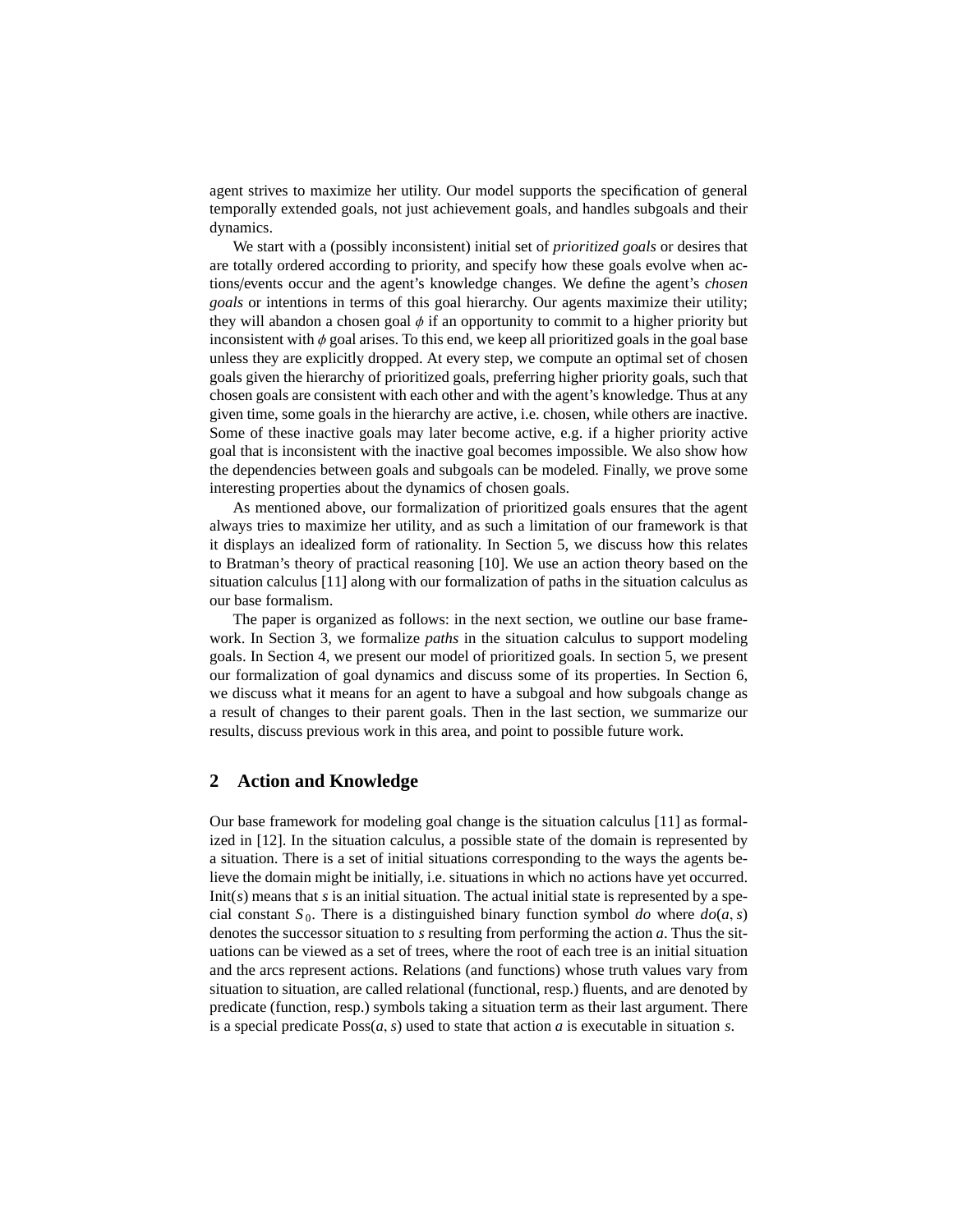agent strives to maximize her utility. Our model supports the specification of general temporally extended goals, not just achievement goals, and handles subgoals and their dynamics.

We start with a (possibly inconsistent) initial set of *prioritized goals* or desires that are totally ordered according to priority, and specify how these goals evolve when actions/events occur and the agent's knowledge changes. We define the agent's *chosen goals* or intentions in terms of this goal hierarchy. Our agents maximize their utility; they will abandon a chosen goal $\phi$ if an opportunity to commit to a higher priority but inconsistent with $\phi$ goal arises. To this end, we keep all prioritized goals in the goal base unless they are explicitly dropped. At every step, we compute an optimal set of chosen goals given the hierarchy of prioritized goals, preferring higher priority goals, such that chosen goals are consistent with each other and with the agent's knowledge. Thus at any given time, some goals in the hierarchy are active, i.e. chosen, while others are inactive. Some of these inactive goals may later become active, e.g. if a higher priority active goal that is inconsistent with the inactive goal becomes impossible. We also show how the dependencies between goals and subgoals can be modeled. Finally, we prove some interesting properties about the dynamics of chosen goals.

As mentioned above, our formalization of prioritized goals ensures that the agent always tries to maximize her utility, and as such a limitation of our framework is that it displays an idealized form of rationality. In Section 5, we discuss how this relates to Bratman's theory of practical reasoning [10]. We use an action theory based on the situation calculus [11] along with our formalization of paths in the situation calculus as our base formalism.

The paper is organized as follows: in the next section, we outline our base framework. In Section 3, we formalize *paths* in the situation calculus to support modeling goals. In Section 4, we present our model of prioritized goals. In section 5, we present our formalization of goal dynamics and discuss some of its properties. In Section 6, we discuss what it means for an agent to have a subgoal and how subgoals change as a result of changes to their parent goals. Then in the last section, we summarize our results, discuss previous work in this area, and point to possible future work.

## 2 Action and Knowledge

Our base framework for modeling goal change is the situation calculus [11] as formalized in [12]. In the situation calculus, a possible state of the domain is represented by a situation. There is a set of initial situations corresponding to the ways the agents believe the domain might be initially, i.e. situations in which no actions have yet occurred. $\mathrm{Init}(s)$ means that $s$ is an initial situation. The actual initial state is represented by a special constant $S_0$. There is a distinguished binary function symbol *do* where $do(a, s)$ denotes the successor situation to $s$ resulting from performing the action $a$. Thus the situations can be viewed as a set of trees, where the root of each tree is an initial situation and the arcs represent actions. Relations (and functions) whose truth values vary from situation to situation, are called relational (functional, resp.) fluents, and are denoted by predicate (function, resp.) symbols taking a situation term as their last argument. There is a special predicate $\mathrm{Poss}(a, s)$ used to state that action $a$ is executable in situation $s$.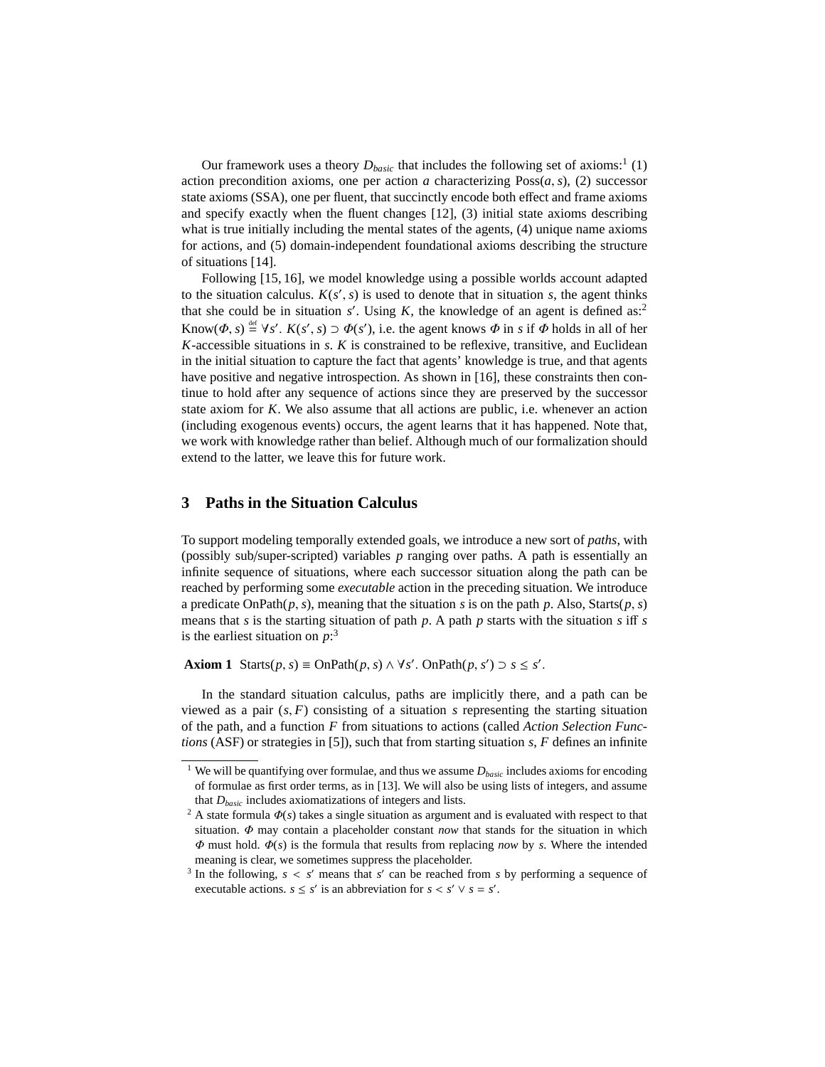Our framework uses a theory $D_{basic}$ that includes the following set of axioms:[1] (1) action precondition axioms, one per action $a$ characterizing $\mathrm{Poss}(a, s)$, (2) successor state axioms (SSA), one per fluent, that succinctly encode both effect and frame axioms and specify exactly when the fluent changes [12], (3) initial state axioms describing what is true initially including the mental states of the agents, (4) unique name axioms for actions, and (5) domain-independent foundational axioms describing the structure of situations [14].

Following [15, 16], we model knowledge using a possible worlds account adapted to the situation calculus. $K(s', s)$ is used to denote that in situation $s$, the agent thinks that she could be in situation $s'$. Using $K$, the knowledge of an agent is defined as:[2] $\mathrm{Know}(\Phi, s) \stackrel{\text{def}}{=} \forall s'.\ K(s', s) \supset \Phi(s')$, i.e. the agent knows $\Phi$ in $s$ if $\Phi$ holds in all of her $K$-accessible situations in $s$. $K$ is constrained to be reflexive, transitive, and Euclidean in the initial situation to capture the fact that agents' knowledge is true, and that agents have positive and negative introspection. As shown in [16], these constraints then continue to hold after any sequence of actions since they are preserved by the successor state axiom for $K$. We also assume that all actions are public, i.e. whenever an action (including exogenous events) occurs, the agent learns that it has happened. Note that, we work with knowledge rather than belief. Although much of our formalization should extend to the latter, we leave this for future work.

## 3 Paths in the Situation Calculus

To support modeling temporally extended goals, we introduce a new sort of *paths*, with (possibly sub/super-scripted) variables $p$ ranging over paths. A path is essentially an infinite sequence of situations, where each successor situation along the path can be reached by performing some *executable* action in the preceding situation. We introduce a predicate $\mathrm{OnPath}(p, s)$, meaning that the situation $s$ is on the path $p$. Also, $\mathrm{Starts}(p, s)$ means that $s$ is the starting situation of path $p$. A path $p$ starts with the situation $s$ iff $s$ is the earliest situation on $p$:[3]

**Axiom 1** $\mathrm{Starts}(p, s) \equiv \mathrm{OnPath}(p, s) \wedge \forall s'.\ \mathrm{OnPath}(p, s') \supset s \leq s'$.

In the standard situation calculus, paths are implicitly there, and a path can be viewed as a pair $(s, F)$ consisting of a situation $s$ representing the starting situation of the path, and a function $F$ from situations to actions (called *Action Selection Functions* (ASF) or strategies in [5]), such that from starting situation $s$, $F$ defines an infinite

---

[1] We will be quantifying over formulae, and thus we assume $D_{basic}$ includes axioms for encoding of formulae as first order terms, as in [13]. We will also be using lists of integers, and assume that $D_{basic}$ includes axiomatizations of integers and lists.

[2] A state formula $\Phi(s)$ takes a single situation as argument and is evaluated with respect to that situation. $\Phi$ may contain a placeholder constant *now* that stands for the situation in which $\Phi$ must hold. $\Phi(s)$ is the formula that results from replacing *now* by $s$. Where the intended meaning is clear, we sometimes suppress the placeholder.

[3] In the following, $s < s'$ means that $s'$ can be reached from $s$ by performing a sequence of executable actions. $s \leq s'$ is an abbreviation for $s < s' \vee s = s'$.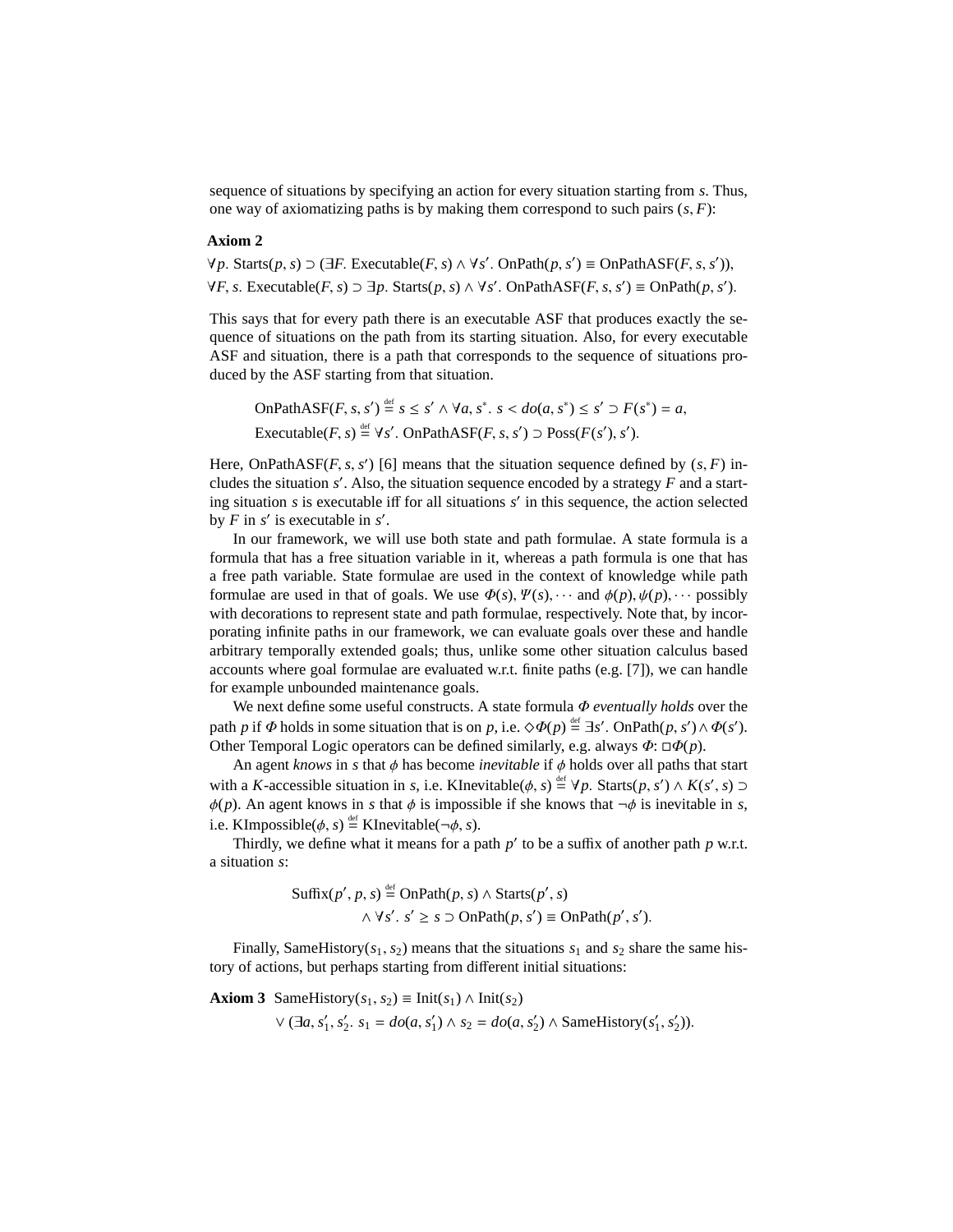sequence of situations by specifying an action for every situation starting from $s$. Thus, one way of axiomatizing paths is by making them correspond to such pairs $(s, F)$:

**Axiom 2**

$\forall p.\ \text{Starts}(p, s) \supset (\exists F.\ \text{Executable}(F, s) \wedge \forall s'.\ \text{OnPath}(p, s') \equiv \text{OnPathASF}(F, s, s'))$,
$\forall F, s.\ \text{Executable}(F, s) \supset \exists p.\ \text{Starts}(p, s) \wedge \forall s'.\ \text{OnPathASF}(F, s, s') \equiv \text{OnPath}(p, s')$.

This says that for every path there is an executable ASF that produces exactly the sequence of situations on the path from its starting situation. Also, for every executable ASF and situation, there is a path that corresponds to the sequence of situations produced by the ASF starting from that situation.

$$\text{OnPathASF}(F, s, s') \stackrel{\text{def}}{=} s \leq s' \wedge \forall a, s^*.\ s < do(a, s^*) \leq s' \supset F(s^*) = a,$$
$$\text{Executable}(F, s) \stackrel{\text{def}}{=} \forall s'.\ \text{OnPathASF}(F, s, s') \supset \text{Poss}(F(s'), s').$$

Here, $\text{OnPathASF}(F, s, s')$ [6] means that the situation sequence defined by $(s, F)$ includes the situation $s'$. Also, the situation sequence encoded by a strategy $F$ and a starting situation $s$ is executable iff for all situations $s'$ in this sequence, the action selected by $F$ in $s'$ is executable in $s'$.

In our framework, we will use both state and path formulae. A state formula is a formula that has a free situation variable in it, whereas a path formula is one that has a free path variable. State formulae are used in the context of knowledge while path formulae are used in that of goals. We use $\Phi(s), \Psi(s), \cdots$ and $\phi(p), \psi(p), \cdots$ possibly with decorations to represent state and path formulae, respectively. Note that, by incorporating infinite paths in our framework, we can evaluate goals over these and handle arbitrary temporally extended goals; thus, unlike some other situation calculus based accounts where goal formulae are evaluated w.r.t. finite paths (e.g. [7]), we can handle for example unbounded maintenance goals.

We next define some useful constructs. A state formula $\Phi$ *eventually holds* over the path $p$ if $\Phi$ holds in some situation that is on $p$, i.e. $\Diamond\Phi(p) \stackrel{\text{def}}{=} \exists s'.\ \text{OnPath}(p, s') \wedge \Phi(s')$. Other Temporal Logic operators can be defined similarly, e.g. always $\Phi$: $\Box\Phi(p)$.

An agent *knows* in $s$ that $\phi$ has become *inevitable* if $\phi$ holds over all paths that start with a $K$-accessible situation in $s$, i.e. $\text{KInevitable}(\phi, s) \stackrel{\text{def}}{=} \forall p.\ \text{Starts}(p, s') \wedge K(s', s) \supset \phi(p)$. An agent knows in $s$ that $\phi$ is impossible if she knows that $\neg\phi$ is inevitable in $s$, i.e. $\text{KImpossible}(\phi, s) \stackrel{\text{def}}{=} \text{KInevitable}(\neg\phi, s)$.

Thirdly, we define what it means for a path $p'$ to be a suffix of another path $p$ w.r.t. a situation $s$:

$$\begin{aligned}\text{Suffix}(p', p, s) \stackrel{\text{def}}{=}\ & \text{OnPath}(p, s) \wedge \text{Starts}(p', s) \\ & \wedge \forall s'.\ s' \geq s \supset \text{OnPath}(p, s') \equiv \text{OnPath}(p', s').\end{aligned}$$

Finally, $\text{SameHistory}(s_1, s_2)$ means that the situations $s_1$ and $s_2$ share the same history of actions, but perhaps starting from different initial situations:

**Axiom 3** $\text{SameHistory}(s_1, s_2) \equiv \text{Init}(s_1) \wedge \text{Init}(s_2)$
$\vee (\exists a, s_1', s_2'.\ s_1 = do(a, s_1') \wedge s_2 = do(a, s_2') \wedge \text{SameHistory}(s_1', s_2'))$.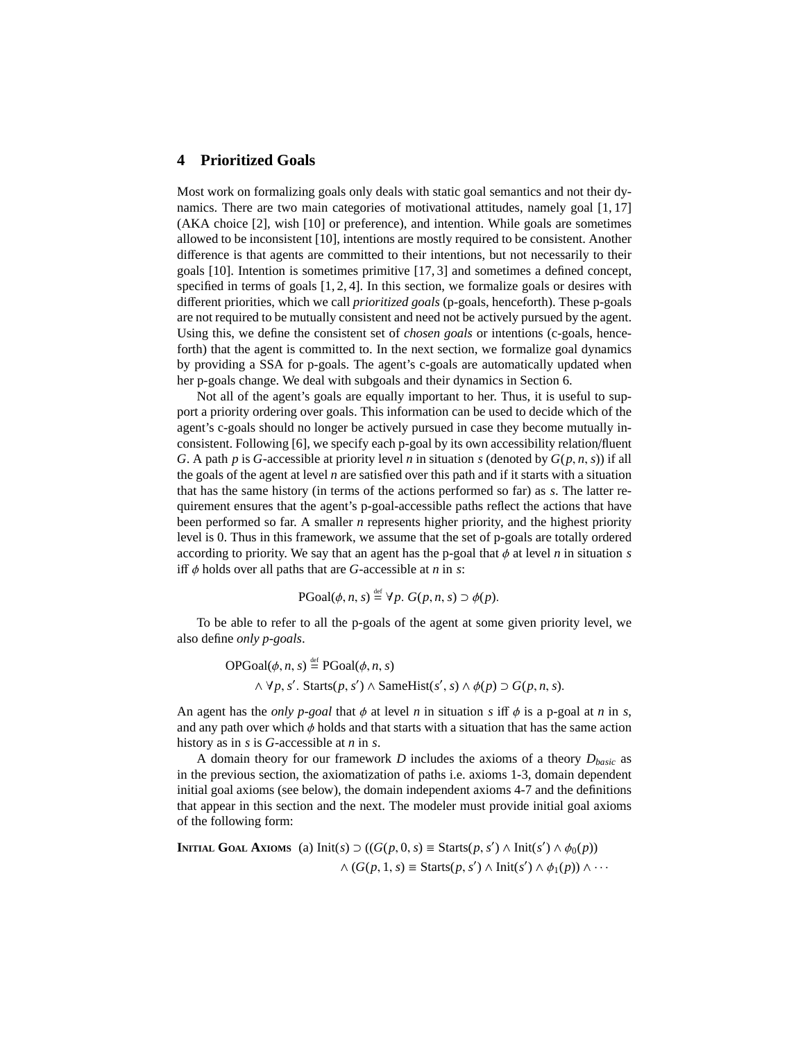## 4 Prioritized Goals

Most work on formalizing goals only deals with static goal semantics and not their dynamics. There are two main categories of motivational attitudes, namely goal [1, 17] (AKA choice [2], wish [10] or preference), and intention. While goals are sometimes allowed to be inconsistent [10], intentions are mostly required to be consistent. Another difference is that agents are committed to their intentions, but not necessarily to their goals [10]. Intention is sometimes primitive [17, 3] and sometimes a defined concept, specified in terms of goals [1, 2, 4]. In this section, we formalize goals or desires with different priorities, which we call *prioritized goals* (p-goals, henceforth). These p-goals are not required to be mutually consistent and need not be actively pursued by the agent. Using this, we define the consistent set of *chosen goals* or intentions (c-goals, henceforth) that the agent is committed to. In the next section, we formalize goal dynamics by providing a SSA for p-goals. The agent's c-goals are automatically updated when her p-goals change. We deal with subgoals and their dynamics in Section 6.

Not all of the agent's goals are equally important to her. Thus, it is useful to support a priority ordering over goals. This information can be used to decide which of the agent's c-goals should no longer be actively pursued in case they become mutually inconsistent. Following [6], we specify each p-goal by its own accessibility relation/fluent $G$. A path $p$ is $G$-accessible at priority level $n$ in situation $s$ (denoted by $G(p, n, s)$) if all the goals of the agent at level $n$ are satisfied over this path and if it starts with a situation that has the same history (in terms of the actions performed so far) as $s$. The latter requirement ensures that the agent's p-goal-accessible paths reflect the actions that have been performed so far. A smaller $n$ represents higher priority, and the highest priority level is 0. Thus in this framework, we assume that the set of p-goals are totally ordered according to priority. We say that an agent has the p-goal that $\phi$ at level $n$ in situation $s$ iff $\phi$ holds over all paths that are $G$-accessible at $n$ in $s$:

$$\mathrm{PGoal}(\phi, n, s) \overset{\text{def}}{=} \forall p.\ G(p, n, s) \supset \phi(p).$$

To be able to refer to all the p-goals of the agent at some given priority level, we also define *only p-goals*.

$$\begin{aligned}\mathrm{OPGoal}(\phi, n, s) \overset{\text{def}}{=}\ & \mathrm{PGoal}(\phi, n, s)\\ & \wedge \forall p, s'.\ \mathrm{Starts}(p, s') \wedge \mathrm{SameHist}(s', s) \wedge \phi(p) \supset G(p, n, s).\end{aligned}$$

An agent has the *only p-goal* that $\phi$ at level $n$ in situation $s$ iff $\phi$ is a p-goal at $n$ in $s$, and any path over which $\phi$ holds and that starts with a situation that has the same action history as in $s$ is $G$-accessible at $n$ in $s$.

A domain theory for our framework $D$ includes the axioms of a theory $D_{basic}$ as in the previous section, the axiomatization of paths i.e. axioms 1-3, domain dependent initial goal axioms (see below), the domain independent axioms 4-7 and the definitions that appear in this section and the next. The modeler must provide initial goal axioms of the following form:

**Initial Goal Axioms** (a) $\mathrm{Init}(s) \supset ((G(p, 0, s) \equiv \mathrm{Starts}(p, s') \wedge \mathrm{Init}(s') \wedge \phi_0(p))$
$\wedge\ (G(p, 1, s) \equiv \mathrm{Starts}(p, s') \wedge \mathrm{Init}(s') \wedge \phi_1(p)) \wedge \cdots$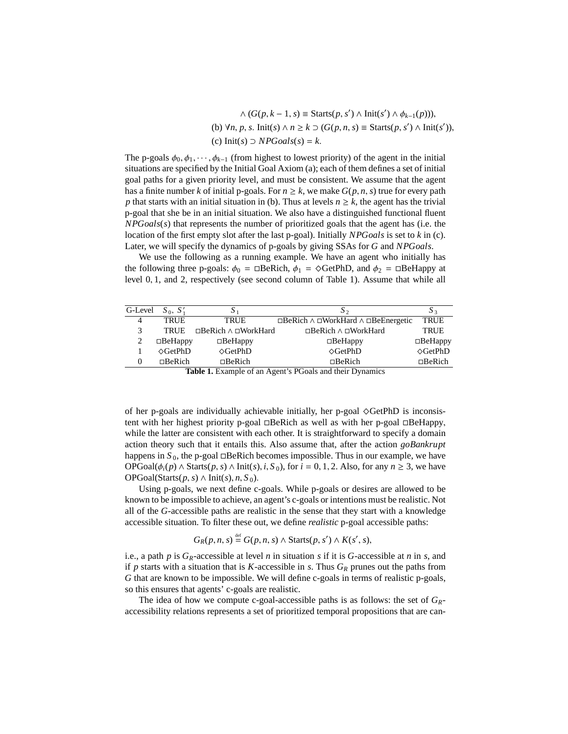$$\wedge\ (G(p, k-1, s) \equiv \mathrm{Starts}(p, s') \wedge \mathrm{Init}(s') \wedge \phi_{k-1}(p))),$$

$$\text{(b) } \forall n, p, s.\ \mathrm{Init}(s) \wedge n \geq k \supset (G(p, n, s) \equiv \mathrm{Starts}(p, s') \wedge \mathrm{Init}(s')),$$

$$\text{(c) } \mathrm{Init}(s) \supset \mathit{NPGoals}(s) = k.$$

The p-goals $\phi_0, \phi_1, \cdots, \phi_{k-1}$ (from highest to lowest priority) of the agent in the initial situations are specified by the Initial Goal Axiom (a); each of them defines a set of initial goal paths for a given priority level, and must be consistent. We assume that the agent has a finite number $k$ of initial p-goals. For $n \geq k$, we make $G(p, n, s)$ true for every path $p$ that starts with an initial situation in (b). Thus at levels $n \geq k$, the agent has the trivial p-goal that she be in an initial situation. We also have a distinguished functional fluent $\mathit{NPGoals}(s)$ that represents the number of prioritized goals that the agent has (i.e. the location of the first empty slot after the last p-goal). Initially $\mathit{NPGoals}$ is set to $k$ in (c). Later, we will specify the dynamics of p-goals by giving SSAs for $G$ and $\mathit{NPGoals}$.

We use the following as a running example. We have an agent who initially has the following three p-goals: $\phi_0 = \Box\mathrm{BeRich}$, $\phi_1 = \Diamond\mathrm{GetPhD}$, and $\phi_2 = \Box\mathrm{BeHappy}$ at level $0, 1$, and $2$, respectively (see second column of Table 1). Assume that while all

| G-Level | $S_0,\ S'_1$ | $S_1$ | $S_2$ | $S_3$ |
|---|---|---|---|---|
| 4 | TRUE | TRUE | $\Box$BeRich $\wedge$ $\Box$WorkHard $\wedge$ $\Box$BeEnergetic | TRUE |
| 3 | TRUE | $\Box$BeRich $\wedge$ $\Box$WorkHard | $\Box$BeRich $\wedge$ $\Box$WorkHard | TRUE |
| 2 | $\Box$BeHappy | $\Box$BeHappy | $\Box$BeHappy | $\Box$BeHappy |
| 1 | $\Diamond$GetPhD | $\Diamond$GetPhD | $\Diamond$GetPhD | $\Diamond$GetPhD |
| 0 | $\Box$BeRich | $\Box$BeRich | $\Box$BeRich | $\Box$BeRich |

**Table 1.** Example of an Agent's PGoals and their Dynamics

of her p-goals are individually achievable initially, her p-goal $\Diamond$GetPhD is inconsistent with her highest priority p-goal $\Box$BeRich as well as with her p-goal $\Box$BeHappy, while the latter are consistent with each other. It is straightforward to specify a domain action theory such that it entails this. Also assume that, after the action *goBankrupt* happens in $S_0$, the p-goal $\Box$BeRich becomes impossible. Thus in our example, we have $\mathrm{OPGoal}(\phi_i(p) \wedge \mathrm{Starts}(p, s) \wedge \mathrm{Init}(s), i, S_0)$, for $i = 0, 1, 2$. Also, for any $n \geq 3$, we have $\mathrm{OPGoal}(\mathrm{Starts}(p, s) \wedge \mathrm{Init}(s), n, S_0)$.

Using p-goals, we next define c-goals. While p-goals or desires are allowed to be known to be impossible to achieve, an agent's c-goals or intentions must be realistic. Not all of the $G$-accessible paths are realistic in the sense that they start with a knowledge accessible situation. To filter these out, we define *realistic* p-goal accessible paths:

$$G_R(p, n, s) \stackrel{\text{def}}{=} G(p, n, s) \wedge \mathrm{Starts}(p, s') \wedge K(s', s),$$

i.e., a path $p$ is $G_R$-accessible at level $n$ in situation $s$ if it is $G$-accessible at $n$ in $s$, and if $p$ starts with a situation that is $K$-accessible in $s$. Thus $G_R$ prunes out the paths from $G$ that are known to be impossible. We will define c-goals in terms of realistic p-goals, so this ensures that agents' c-goals are realistic.

The idea of how we compute c-goal-accessible paths is as follows: the set of $G_R$-accessibility relations represents a set of prioritized temporal propositions that are can-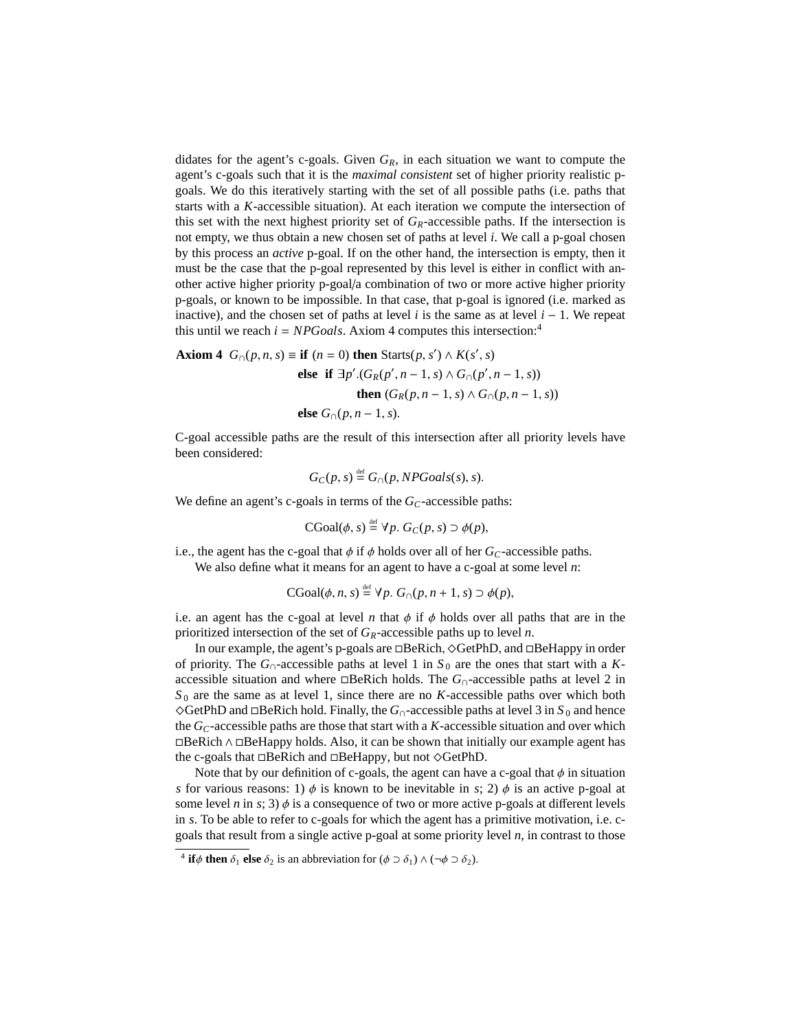didates for the agent's c-goals. Given $G_R$, in each situation we want to compute the agent's c-goals such that it is the *maximal consistent* set of higher priority realistic p-goals. We do this iteratively starting with the set of all possible paths (i.e. paths that starts with a $K$-accessible situation). At each iteration we compute the intersection of this set with the next highest priority set of $G_R$-accessible paths. If the intersection is not empty, we thus obtain a new chosen set of paths at level $i$. We call a p-goal chosen by this process an *active* p-goal. If on the other hand, the intersection is empty, then it must be the case that the p-goal represented by this level is either in conflict with another active higher priority p-goal/a combination of two or more active higher priority p-goals, or known to be impossible. In that case, that p-goal is ignored (i.e. marked as inactive), and the chosen set of paths at level $i$ is the same as at level $i-1$. We repeat this until we reach $i = NPGoals$. Axiom 4 computes this intersection:[4]

**Axiom 4** $G_\cap(p, n, s) \equiv$ **if** $(n = 0)$ **then** $\mathrm{Starts}(p, s') \wedge K(s', s)$
**else if** $\exists p'.(G_R(p', n-1, s) \wedge G_\cap(p', n-1, s))$
**then** $(G_R(p, n-1, s) \wedge G_\cap(p, n-1, s))$
**else** $G_\cap(p, n-1, s)$.

C-goal accessible paths are the result of this intersection after all priority levels have been considered:

$$G_C(p, s) \overset{\text{def}}{=} G_\cap(p, NPGoals(s), s).$$

We define an agent's c-goals in terms of the $G_C$-accessible paths:

$$\mathrm{CGoal}(\phi, s) \overset{\text{def}}{=} \forall p.\ G_C(p, s) \supset \phi(p),$$

i.e., the agent has the c-goal that $\phi$ if $\phi$ holds over all of her $G_C$-accessible paths.

We also define what it means for an agent to have a c-goal at some level $n$:

$$\mathrm{CGoal}(\phi, n, s) \overset{\text{def}}{=} \forall p.\ G_\cap(p, n+1, s) \supset \phi(p),$$

i.e. an agent has the c-goal at level $n$ that $\phi$ if $\phi$ holds over all paths that are in the prioritized intersection of the set of $G_R$-accessible paths up to level $n$.

In our example, the agent's p-goals are $\Box$BeRich, $\Diamond$GetPhD, and $\Box$BeHappy in order of priority. The $G_\cap$-accessible paths at level 1 in $S_0$ are the ones that start with a $K$-accessible situation and where $\Box$BeRich holds. The $G_\cap$-accessible paths at level 2 in $S_0$ are the same as at level 1, since there are no $K$-accessible paths over which both $\Diamond$GetPhD and $\Box$BeRich hold. Finally, the $G_\cap$-accessible paths at level 3 in $S_0$ and hence the $G_C$-accessible paths are those that start with a $K$-accessible situation and over which $\Box\mathrm{BeRich} \wedge \Box\mathrm{BeHappy}$ holds. Also, it can be shown that initially our example agent has the c-goals that $\Box$BeRich and $\Box$BeHappy, but not $\Diamond$GetPhD.

Note that by our definition of c-goals, the agent can have a c-goal that $\phi$ in situation $s$ for various reasons: 1) $\phi$ is known to be inevitable in $s$; 2) $\phi$ is an active p-goal at some level $n$ in $s$; 3) $\phi$ is a consequence of two or more active p-goals at different levels in $s$. To be able to refer to c-goals for which the agent has a primitive motivation, i.e. c-goals that result from a single active p-goal at some priority level $n$, in contrast to those

[4] **if** $\phi$ **then** $\delta_1$ **else** $\delta_2$ is an abbreviation for $(\phi \supset \delta_1) \wedge (\neg\phi \supset \delta_2)$.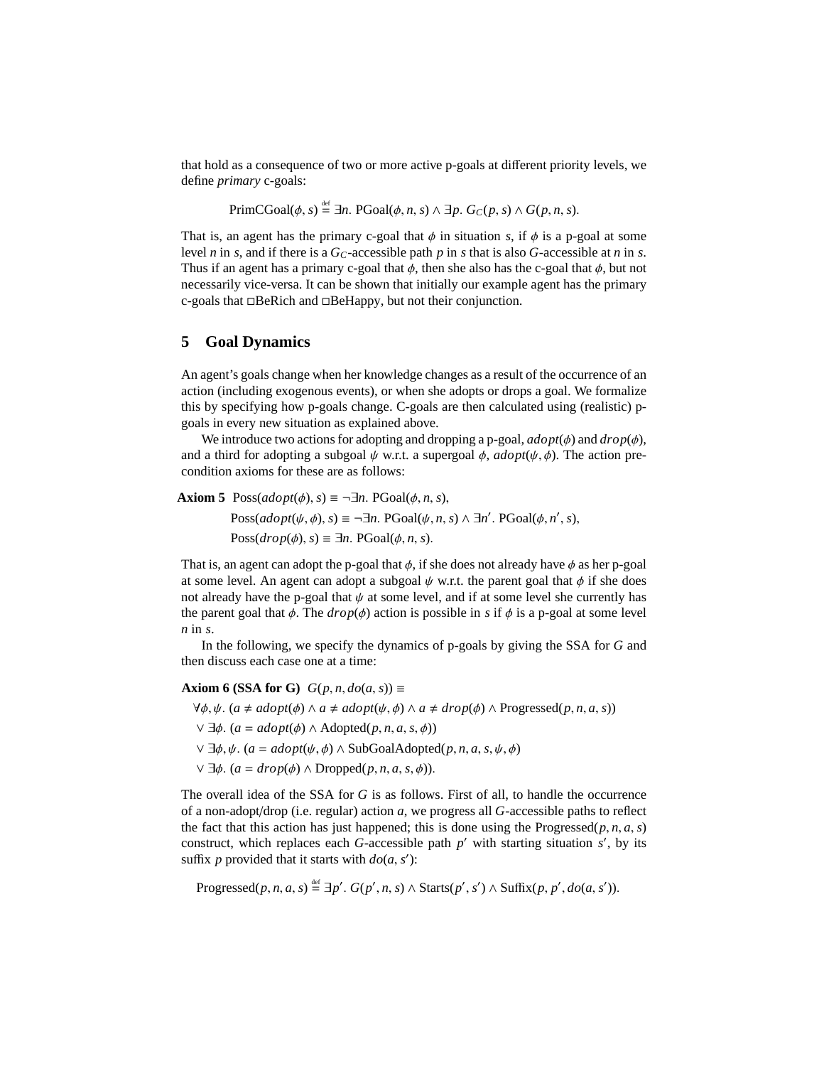that hold as a consequence of two or more active p-goals at different priority levels, we define *primary* c-goals:

$$\text{PrimCGoal}(\phi, s) \stackrel{\text{def}}{=} \exists n.\ \text{PGoal}(\phi, n, s) \wedge \exists p.\ G_C(p, s) \wedge G(p, n, s).$$

That is, an agent has the primary c-goal that $\phi$ in situation $s$, if $\phi$ is a p-goal at some level $n$ in $s$, and if there is a $G_C$-accessible path $p$ in $s$ that is also $G$-accessible at $n$ in $s$. Thus if an agent has a primary c-goal that $\phi$, then she also has the c-goal that $\phi$, but not necessarily vice-versa. It can be shown that initially our example agent has the primary c-goals that $\Box$BeRich and $\Box$BeHappy, but not their conjunction.

## 5 Goal Dynamics

An agent's goals change when her knowledge changes as a result of the occurrence of an action (including exogenous events), or when she adopts or drops a goal. We formalize this by specifying how p-goals change. C-goals are then calculated using (realistic) p-goals in every new situation as explained above.

We introduce two actions for adopting and dropping a p-goal, $adopt(\phi)$ and $drop(\phi)$, and a third for adopting a subgoal $\psi$ w.r.t. a supergoal $\phi$, $adopt(\psi, \phi)$. The action precondition axioms for these are as follows:

**Axiom 5** $\text{Poss}(adopt(\phi), s) \equiv \neg\exists n.\ \text{PGoal}(\phi, n, s),$

$$\text{Poss}(adopt(\psi, \phi), s) \equiv \neg\exists n.\ \text{PGoal}(\psi, n, s) \wedge \exists n'.\ \text{PGoal}(\phi, n', s),$$

$$\text{Poss}(drop(\phi), s) \equiv \exists n.\ \text{PGoal}(\phi, n, s).$$

That is, an agent can adopt the p-goal that $\phi$, if she does not already have $\phi$ as her p-goal at some level. An agent can adopt a subgoal $\psi$ w.r.t. the parent goal that $\phi$ if she does not already have the p-goal that $\psi$ at some level, and if at some level she currently has the parent goal that $\phi$. The $drop(\phi)$ action is possible in $s$ if $\phi$ is a p-goal at some level $n$ in $s$.

In the following, we specify the dynamics of p-goals by giving the SSA for $G$ and then discuss each case one at a time:

**Axiom 6 (SSA for G)** $G(p, n, do(a, s)) \equiv$

$$\forall \phi, \psi.\ (a \neq adopt(\phi) \wedge a \neq adopt(\psi, \phi) \wedge a \neq drop(\phi) \wedge \text{Progressed}(p, n, a, s))$$
$$\vee\ \exists \phi.\ (a = adopt(\phi) \wedge \text{Adopted}(p, n, a, s, \phi))$$
$$\vee\ \exists \phi, \psi.\ (a = adopt(\psi, \phi) \wedge \text{SubGoalAdopted}(p, n, a, s, \psi, \phi)$$
$$\vee\ \exists \phi.\ (a = drop(\phi) \wedge \text{Dropped}(p, n, a, s, \phi)).$$

The overall idea of the SSA for $G$ is as follows. First of all, to handle the occurrence of a non-adopt/drop (i.e. regular) action $a$, we progress all $G$-accessible paths to reflect the fact that this action has just happened; this is done using the $\text{Progressed}(p, n, a, s)$ construct, which replaces each $G$-accessible path $p'$ with starting situation $s'$, by its suffix $p$ provided that it starts with $do(a, s')$:

$$\text{Progressed}(p, n, a, s) \stackrel{\text{def}}{=} \exists p'.\ G(p', n, s) \wedge \text{Starts}(p', s') \wedge \text{Suffix}(p, p', do(a, s')).$$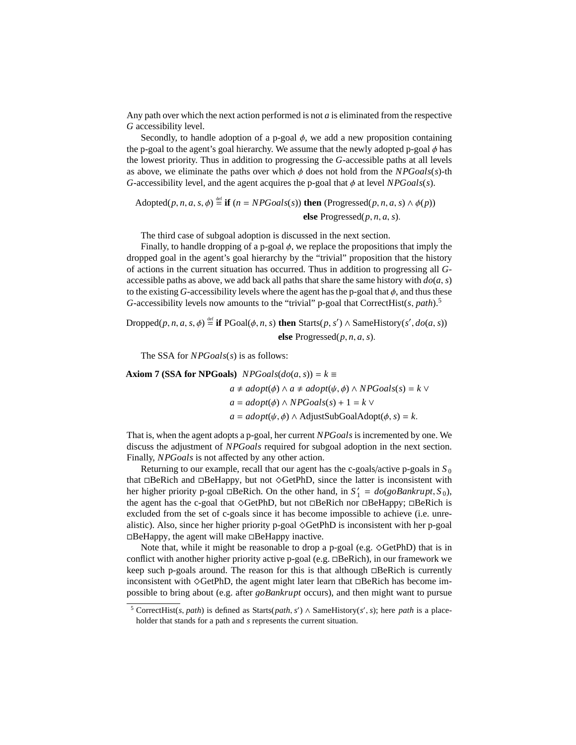Any path over which the next action performed is not $a$ is eliminated from the respective $G$ accessibility level.

Secondly, to handle adoption of a p-goal $\phi$, we add a new proposition containing the p-goal to the agent's goal hierarchy. We assume that the newly adopted p-goal $\phi$ has the lowest priority. Thus in addition to progressing the $G$-accessible paths at all levels as above, we eliminate the paths over which $\phi$ does not hold from the $NPGoals(s)$-th $G$-accessibility level, and the agent acquires the p-goal that $\phi$ at level $NPGoals(s)$.

$$\text{Adopted}(p, n, a, s, \phi) \stackrel{\text{def}}{=} \textbf{if } (n = NPGoals(s)) \textbf{ then } (\text{Progressed}(p, n, a, s) \land \phi(p)) \textbf{ else } \text{Progressed}(p, n, a, s).$$

The third case of subgoal adoption is discussed in the next section.

Finally, to handle dropping of a p-goal $\phi$, we replace the propositions that imply the dropped goal in the agent's goal hierarchy by the "trivial" proposition that the history of actions in the current situation has occurred. Thus in addition to progressing all $G$-accessible paths as above, we add back all paths that share the same history with $do(a, s)$ to the existing $G$-accessibility levels where the agent has the p-goal that $\phi$, and thus these $G$-accessibility levels now amounts to the "trivial" p-goal that CorrectHist($s$, $path$).[5]

$$\text{Dropped}(p, n, a, s, \phi) \stackrel{\text{def}}{=} \textbf{if } \text{PGoal}(\phi, n, s) \textbf{ then } \text{Starts}(p, s') \land \text{SameHistory}(s', do(a, s)) \textbf{ else } \text{Progressed}(p, n, a, s).$$

The SSA for $NPGoals(s)$ is as follows:

**Axiom 7 (SSA for NPGoals)** $NPGoals(do(a, s)) = k \equiv$

$$\begin{aligned}
& a \neq adopt(\phi) \land a \neq adopt(\psi, \phi) \land NPGoals(s) = k \lor \\
& a = adopt(\phi) \land NPGoals(s) + 1 = k \lor \\
& a = adopt(\psi, \phi) \land \text{AdjustSubGoalAdopt}(\phi, s) = k.
\end{aligned}$$

That is, when the agent adopts a p-goal, her current $NPGoals$ is incremented by one. We discuss the adjustment of $NPGoals$ required for subgoal adoption in the next section. Finally, $NPGoals$ is not affected by any other action.

Returning to our example, recall that our agent has the c-goals/active p-goals in $S_0$ that $\Box$BeRich and $\Box$BeHappy, but not $\Diamond$GetPhD, since the latter is inconsistent with her higher priority p-goal $\Box$BeRich. On the other hand, in $S_1' = do(goBankrupt, S_0)$, the agent has the c-goal that $\Diamond$GetPhD, but not $\Box$BeRich nor $\Box$BeHappy; $\Box$BeRich is excluded from the set of c-goals since it has become impossible to achieve (i.e. unrealistic). Also, since her higher priority p-goal $\Diamond$GetPhD is inconsistent with her p-goal $\Box$BeHappy, the agent will make $\Box$BeHappy inactive.

Note that, while it might be reasonable to drop a p-goal (e.g. $\Diamond$GetPhD) that is in conflict with another higher priority active p-goal (e.g. $\Box$BeRich), in our framework we keep such p-goals around. The reason for this is that although $\Box$BeRich is currently inconsistent with $\Diamond$GetPhD, the agent might later learn that $\Box$BeRich has become impossible to bring about (e.g. after *goBankrupt* occurs), and then might want to pursue

[5] CorrectHist($s$, $path$) is defined as Starts($path$, $s'$) $\land$ SameHistory($s'$, $s$); here $path$ is a placeholder that stands for a path and $s$ represents the current situation.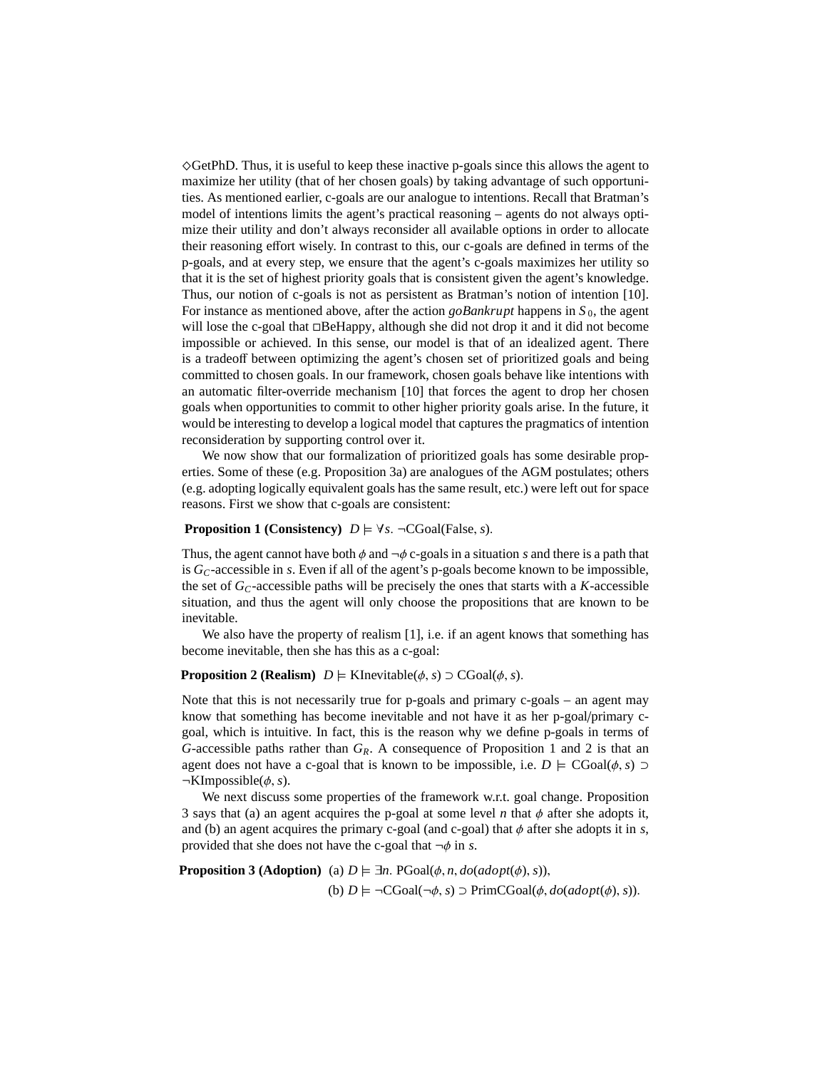$\Diamond$GetPhD. Thus, it is useful to keep these inactive p-goals since this allows the agent to maximize her utility (that of her chosen goals) by taking advantage of such opportunities. As mentioned earlier, c-goals are our analogue to intentions. Recall that Bratman's model of intentions limits the agent's practical reasoning – agents do not always optimize their utility and don't always reconsider all available options in order to allocate their reasoning effort wisely. In contrast to this, our c-goals are defined in terms of the p-goals, and at every step, we ensure that the agent's c-goals maximizes her utility so that it is the set of highest priority goals that is consistent given the agent's knowledge. Thus, our notion of c-goals is not as persistent as Bratman's notion of intention [10]. For instance as mentioned above, after the action *goBankrupt* happens in $S_0$, the agent will lose the c-goal that $\Box$BeHappy, although she did not drop it and it did not become impossible or achieved. In this sense, our model is that of an idealized agent. There is a tradeoff between optimizing the agent's chosen set of prioritized goals and being committed to chosen goals. In our framework, chosen goals behave like intentions with an automatic filter-override mechanism [10] that forces the agent to drop her chosen goals when opportunities to commit to other higher priority goals arise. In the future, it would be interesting to develop a logical model that captures the pragmatics of intention reconsideration by supporting control over it.

We now show that our formalization of prioritized goals has some desirable properties. Some of these (e.g. Proposition 3a) are analogues of the AGM postulates; others (e.g. adopting logically equivalent goals has the same result, etc.) were left out for space reasons. First we show that c-goals are consistent:

**Proposition 1 (Consistency)** $D \models \forall s.\ \neg\text{CGoal}(\text{False}, s)$.

Thus, the agent cannot have both $\phi$ and $\neg\phi$ c-goals in a situation $s$ and there is a path that is $G_C$-accessible in $s$. Even if all of the agent's p-goals become known to be impossible, the set of $G_C$-accessible paths will be precisely the ones that starts with a $K$-accessible situation, and thus the agent will only choose the propositions that are known to be inevitable.

We also have the property of realism [1], i.e. if an agent knows that something has become inevitable, then she has this as a c-goal:

**Proposition 2 (Realism)** $D \models \text{KInevitable}(\phi, s) \supset \text{CGoal}(\phi, s)$.

Note that this is not necessarily true for p-goals and primary c-goals – an agent may know that something has become inevitable and not have it as her p-goal/primary c-goal, which is intuitive. In fact, this is the reason why we define p-goals in terms of $G$-accessible paths rather than $G_R$. A consequence of Proposition 1 and 2 is that an agent does not have a c-goal that is known to be impossible, i.e. $D \models \text{CGoal}(\phi, s) \supset \neg\text{KImpossible}(\phi, s)$.

We next discuss some properties of the framework w.r.t. goal change. Proposition 3 says that (a) an agent acquires the p-goal at some level $n$ that $\phi$ after she adopts it, and (b) an agent acquires the primary c-goal (and c-goal) that $\phi$ after she adopts it in $s$, provided that she does not have the c-goal that $\neg\phi$ in $s$.

**Proposition 3 (Adoption)** (a) $D \models \exists n.\ \text{PGoal}(\phi, n, do(adopt(\phi), s))$,

(b) $D \models \neg\text{CGoal}(\neg\phi, s) \supset \text{PrimCGoal}(\phi, do(adopt(\phi), s))$.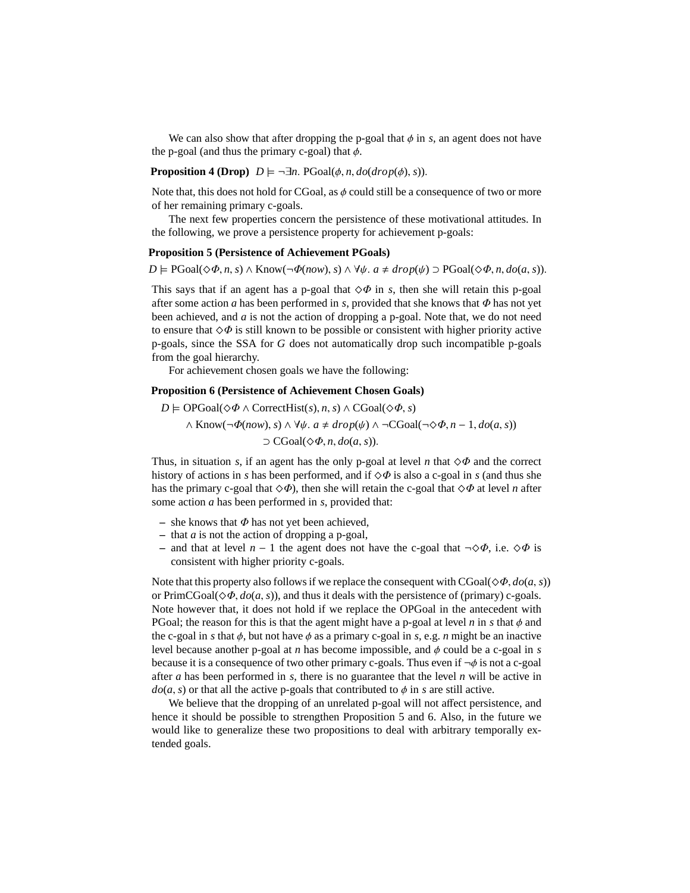We can also show that after dropping the p-goal that $\phi$ in $s$, an agent does not have the p-goal (and thus the primary c-goal) that $\phi$.

**Proposition 4 (Drop)** $D \models \neg\exists n.\ \mathrm{PGoal}(\phi, n, do(drop(\phi), s))$.

Note that, this does not hold for CGoal, as $\phi$ could still be a consequence of two or more of her remaining primary c-goals.

The next few properties concern the persistence of these motivational attitudes. In the following, we prove a persistence property for achievement p-goals:

**Proposition 5 (Persistence of Achievement PGoals)**

$$D \models \mathrm{PGoal}(\Diamond\Phi, n, s) \wedge \mathrm{Know}(\neg\Phi(now), s) \wedge \forall\psi.\ a \neq drop(\psi) \supset \mathrm{PGoal}(\Diamond\Phi, n, do(a, s)).$$

This says that if an agent has a p-goal that $\Diamond\Phi$ in $s$, then she will retain this p-goal after some action $a$ has been performed in $s$, provided that she knows that $\Phi$ has not yet been achieved, and $a$ is not the action of dropping a p-goal. Note that, we do not need to ensure that $\Diamond\Phi$ is still known to be possible or consistent with higher priority active p-goals, since the SSA for $G$ does not automatically drop such incompatible p-goals from the goal hierarchy.

For achievement chosen goals we have the following:

**Proposition 6 (Persistence of Achievement Chosen Goals)**

$$\begin{aligned} D \models\ & \mathrm{OPGoal}(\Diamond\Phi \wedge \mathrm{CorrectHist}(s), n, s) \wedge \mathrm{CGoal}(\Diamond\Phi, s) \\ & \wedge \mathrm{Know}(\neg\Phi(now), s) \wedge \forall\psi.\ a \neq drop(\psi) \wedge \neg\mathrm{CGoal}(\neg\Diamond\Phi, n-1, do(a, s)) \\ & \supset \mathrm{CGoal}(\Diamond\Phi, n, do(a, s)). \end{aligned}$$

Thus, in situation $s$, if an agent has the only p-goal at level $n$ that $\Diamond\Phi$ and the correct history of actions in $s$ has been performed, and if $\Diamond\Phi$ is also a c-goal in $s$ (and thus she has the primary c-goal that $\Diamond\Phi$), then she will retain the c-goal that $\Diamond\Phi$ at level $n$ after some action $a$ has been performed in $s$, provided that:

- she knows that $\Phi$ has not yet been achieved,
- that $a$ is not the action of dropping a p-goal,
- and that at level $n-1$ the agent does not have the c-goal that $\neg\Diamond\Phi$, i.e. $\Diamond\Phi$ is consistent with higher priority c-goals.

Note that this property also follows if we replace the consequent with $\mathrm{CGoal}(\Diamond\Phi, do(a, s))$ or $\mathrm{PrimCGoal}(\Diamond\Phi, do(a, s))$, and thus it deals with the persistence of (primary) c-goals. Note however that, it does not hold if we replace the OPGoal in the antecedent with PGoal; the reason for this is that the agent might have a p-goal at level $n$ in $s$ that $\phi$ and the c-goal in $s$ that $\phi$, but not have $\phi$ as a primary c-goal in $s$, e.g. $n$ might be an inactive level because another p-goal at $n$ has become impossible, and $\phi$ could be a c-goal in $s$ because it is a consequence of two other primary c-goals. Thus even if $\neg\phi$ is not a c-goal after $a$ has been performed in $s$, there is no guarantee that the level $n$ will be active in $do(a, s)$ or that all the active p-goals that contributed to $\phi$ in $s$ are still active.

We believe that the dropping of an unrelated p-goal will not affect persistence, and hence it should be possible to strengthen Proposition 5 and 6. Also, in the future we would like to generalize these two propositions to deal with arbitrary temporally extended goals.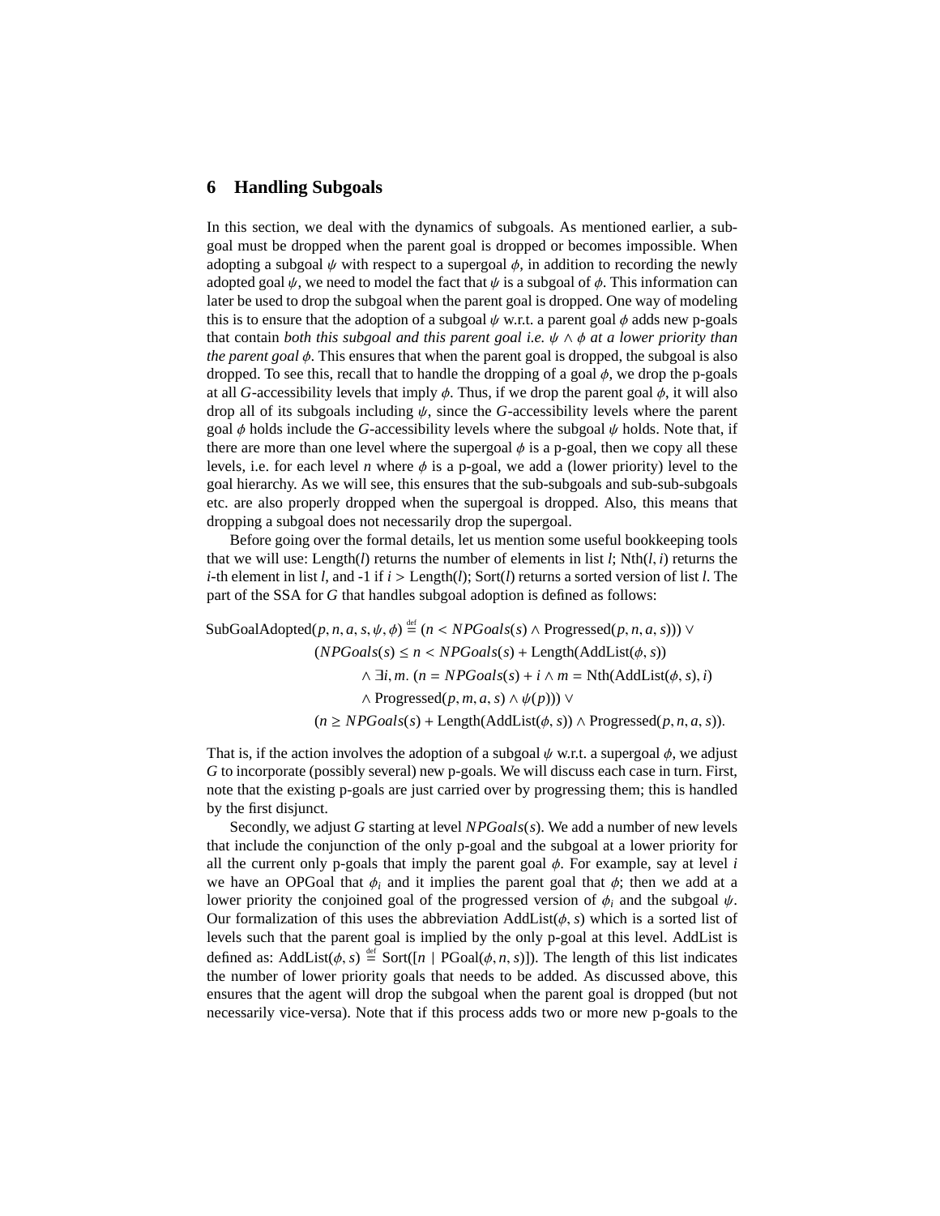## 6 Handling Subgoals

In this section, we deal with the dynamics of subgoals. As mentioned earlier, a subgoal must be dropped when the parent goal is dropped or becomes impossible. When adopting a subgoal $\psi$ with respect to a supergoal $\phi$, in addition to recording the newly adopted goal $\psi$, we need to model the fact that $\psi$ is a subgoal of $\phi$. This information can later be used to drop the subgoal when the parent goal is dropped. One way of modeling this is to ensure that the adoption of a subgoal $\psi$ w.r.t. a parent goal $\phi$ adds new p-goals that contain *both this subgoal and this parent goal i.e.* $\psi \wedge \phi$ *at a lower priority than the parent goal* $\phi$. This ensures that when the parent goal is dropped, the subgoal is also dropped. To see this, recall that to handle the dropping of a goal $\phi$, we drop the p-goals at all $G$-accessibility levels that imply $\phi$. Thus, if we drop the parent goal $\phi$, it will also drop all of its subgoals including $\psi$, since the $G$-accessibility levels where the parent goal $\phi$ holds include the $G$-accessibility levels where the subgoal $\psi$ holds. Note that, if there are more than one level where the supergoal $\phi$ is a p-goal, then we copy all these levels, i.e. for each level $n$ where $\phi$ is a p-goal, we add a (lower priority) level to the goal hierarchy. As we will see, this ensures that the sub-subgoals and sub-sub-subgoals etc. are also properly dropped when the supergoal is dropped. Also, this means that dropping a subgoal does not necessarily drop the supergoal.

Before going over the formal details, let us mention some useful bookkeeping tools that we will use: Length($l$) returns the number of elements in list $l$; Nth($l, i$) returns the $i$-th element in list $l$, and -1 if $i >$ Length($l$); Sort($l$) returns a sorted version of list $l$. The part of the SSA for $G$ that handles subgoal adoption is defined as follows:

$$
\begin{aligned}
\text{SubGoalAdopted}(p, n, a, s, \psi, \phi) \stackrel{\text{def}}{=} & (n < NPGoals(s) \wedge \text{Progressed}(p, n, a, s))) \vee \\
& (NPGoals(s) \leq n < NPGoals(s) + \text{Length}(\text{AddList}(\phi, s)) \\
& \quad \wedge \exists i, m.\ (n = NPGoals(s) + i \wedge m = \text{Nth}(\text{AddList}(\phi, s), i) \\
& \quad \wedge \text{Progressed}(p, m, a, s) \wedge \psi(p))) \vee \\
& (n \geq NPGoals(s) + \text{Length}(\text{AddList}(\phi, s)) \wedge \text{Progressed}(p, n, a, s)).
\end{aligned}
$$

That is, if the action involves the adoption of a subgoal $\psi$ w.r.t. a supergoal $\phi$, we adjust $G$ to incorporate (possibly several) new p-goals. We will discuss each case in turn. First, note that the existing p-goals are just carried over by progressing them; this is handled by the first disjunct.

Secondly, we adjust $G$ starting at level $NPGoals(s)$. We add a number of new levels that include the conjunction of the only p-goal and the subgoal at a lower priority for all the current only p-goals that imply the parent goal $\phi$. For example, say at level $i$ we have an OPGoal that $\phi_i$ and it implies the parent goal that $\phi$; then we add at a lower priority the conjoined goal of the progressed version of $\phi_i$ and the subgoal $\psi$. Our formalization of this uses the abbreviation AddList($\phi, s$) which is a sorted list of levels such that the parent goal is implied by the only p-goal at this level. AddList is defined as: AddList($\phi, s$) $\stackrel{\text{def}}{=}$ Sort([$n$ | PGoal($\phi, n, s$)]). The length of this list indicates the number of lower priority goals that needs to be added. As discussed above, this ensures that the agent will drop the subgoal when the parent goal is dropped (but not necessarily vice-versa). Note that if this process adds two or more new p-goals to the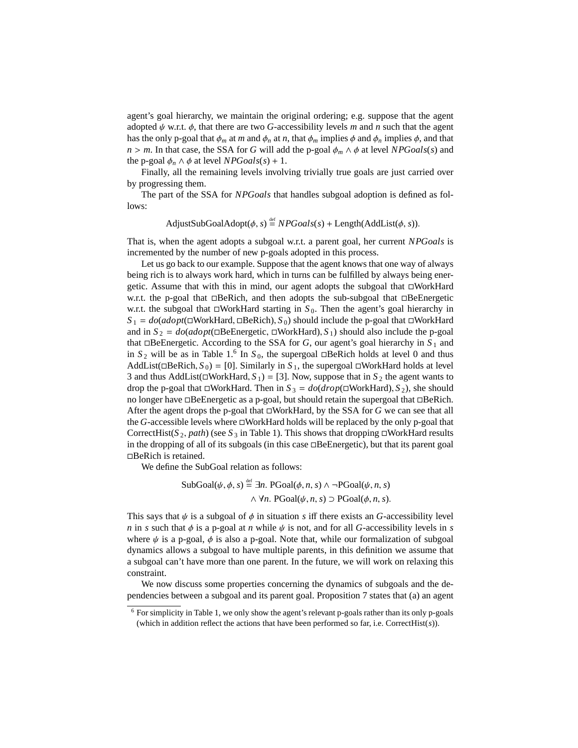agent's goal hierarchy, we maintain the original ordering; e.g. suppose that the agent adopted $\psi$ w.r.t. $\phi$, that there are two $G$-accessibility levels $m$ and $n$ such that the agent has the only p-goal that $\phi_m$ at $m$ and $\phi_n$ at $n$, that $\phi_m$ implies $\phi$ and $\phi_n$ implies $\phi$, and that $n > m$. In that case, the SSA for $G$ will add the p-goal $\phi_m \wedge \phi$ at level $NPGoals(s)$ and the p-goal $\phi_n \wedge \phi$ at level $NPGoals(s) + 1$.

Finally, all the remaining levels involving trivially true goals are just carried over by progressing them.

The part of the SSA for $NPGoals$ that handles subgoal adoption is defined as follows:

$$\text{AdjustSubGoalAdopt}(\phi, s) \stackrel{\text{def}}{=} NPGoals(s) + \text{Length}(\text{AddList}(\phi, s)).$$

That is, when the agent adopts a subgoal w.r.t. a parent goal, her current $NPGoals$ is incremented by the number of new p-goals adopted in this process.

Let us go back to our example. Suppose that the agent knows that one way of always being rich is to always work hard, which in turns can be fulfilled by always being energetic. Assume that with this in mind, our agent adopts the subgoal that $\Box$WorkHard w.r.t. the p-goal that $\Box$BeRich, and then adopts the sub-subgoal that $\Box$BeEnergetic w.r.t. the subgoal that $\Box$WorkHard starting in $S_0$. Then the agent's goal hierarchy in $S_1 = do(adopt(\Box\text{WorkHard}, \Box\text{BeRich}), S_0)$ should include the p-goal that $\Box$WorkHard and in $S_2 = do(adopt(\Box\text{BeEnergetic}, \Box\text{WorkHard}), S_1)$ should also include the p-goal that $\Box$BeEnergetic. According to the SSA for $G$, our agent's goal hierarchy in $S_1$ and in $S_2$ will be as in Table 1.[6] In $S_0$, the supergoal $\Box$BeRich holds at level 0 and thus $\text{AddList}(\Box\text{BeRich}, S_0) = [0]$. Similarly in $S_1$, the supergoal $\Box$WorkHard holds at level 3 and thus $\text{AddList}(\Box\text{WorkHard}, S_1) = [3]$. Now, suppose that in $S_2$ the agent wants to drop the p-goal that $\Box$WorkHard. Then in $S_3 = do(drop(\Box\text{WorkHard}), S_2)$, she should no longer have $\Box$BeEnergetic as a p-goal, but should retain the supergoal that $\Box$BeRich. After the agent drops the p-goal that $\Box$WorkHard, by the SSA for $G$ we can see that all the $G$-accessible levels where $\Box$WorkHard holds will be replaced by the only p-goal that $\text{CorrectHist}(S_2, path)$ (see $S_3$ in Table 1). This shows that dropping $\Box$WorkHard results in the dropping of all of its subgoals (in this case $\Box$BeEnergetic), but that its parent goal $\Box$BeRich is retained.

We define the SubGoal relation as follows:

$$\begin{aligned} \text{SubGoal}(\psi, \phi, s) \stackrel{\text{def}}{=} \; & \exists n.\ \text{PGoal}(\phi, n, s) \wedge \neg\text{PGoal}(\psi, n, s) \\ & \wedge \forall n.\ \text{PGoal}(\psi, n, s) \supset \text{PGoal}(\phi, n, s). \end{aligned}$$

This says that $\psi$ is a subgoal of $\phi$ in situation $s$ iff there exists an $G$-accessibility level $n$ in $s$ such that $\phi$ is a p-goal at $n$ while $\psi$ is not, and for all $G$-accessibility levels in $s$ where $\psi$ is a p-goal, $\phi$ is also a p-goal. Note that, while our formalization of subgoal dynamics allows a subgoal to have multiple parents, in this definition we assume that a subgoal can't have more than one parent. In the future, we will work on relaxing this constraint.

We now discuss some properties concerning the dynamics of subgoals and the dependencies between a subgoal and its parent goal. Proposition 7 states that (a) an agent

[6] For simplicity in Table 1, we only show the agent's relevant p-goals rather than its only p-goals (which in addition reflect the actions that have been performed so far, i.e. $\text{CorrectHist}(s)$).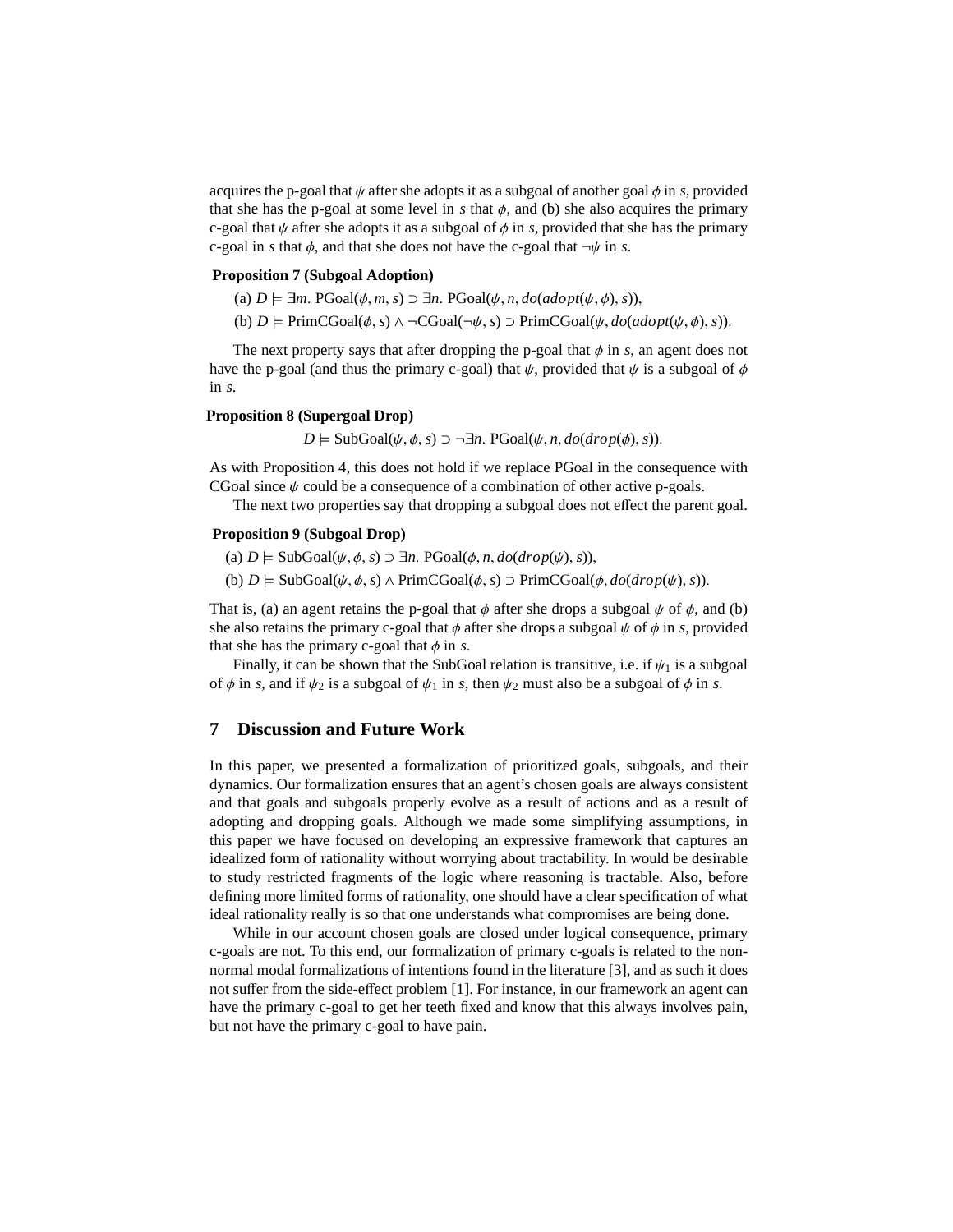acquires the p-goal that $\psi$ after she adopts it as a subgoal of another goal $\phi$ in $s$, provided that she has the p-goal at some level in $s$ that $\phi$, and (b) she also acquires the primary c-goal that $\psi$ after she adopts it as a subgoal of $\phi$ in $s$, provided that she has the primary c-goal in $s$ that $\phi$, and that she does not have the c-goal that $\neg\psi$ in $s$.

**Proposition 7 (Subgoal Adoption)**

(a) $D \models \exists m.\ \text{PGoal}(\phi, m, s) \supset \exists n.\ \text{PGoal}(\psi, n, do(adopt(\psi, \phi), s))$,

(b) $D \models \text{PrimCGoal}(\phi, s) \wedge \neg\text{CGoal}(\neg\psi, s) \supset \text{PrimCGoal}(\psi, do(adopt(\psi, \phi), s))$.

The next property says that after dropping the p-goal that $\phi$ in $s$, an agent does not have the p-goal (and thus the primary c-goal) that $\psi$, provided that $\psi$ is a subgoal of $\phi$ in $s$.

**Proposition 8 (Supergoal Drop)**

$$D \models \text{SubGoal}(\psi, \phi, s) \supset \neg\exists n.\ \text{PGoal}(\psi, n, do(drop(\phi), s)).$$

As with Proposition 4, this does not hold if we replace PGoal in the consequence with CGoal since $\psi$ could be a consequence of a combination of other active p-goals.

The next two properties say that dropping a subgoal does not effect the parent goal.

**Proposition 9 (Subgoal Drop)**

(a) $D \models \text{SubGoal}(\psi, \phi, s) \supset \exists n.\ \text{PGoal}(\phi, n, do(drop(\psi), s))$,

(b) $D \models \text{SubGoal}(\psi, \phi, s) \wedge \text{PrimCGoal}(\phi, s) \supset \text{PrimCGoal}(\phi, do(drop(\psi), s))$.

That is, (a) an agent retains the p-goal that $\phi$ after she drops a subgoal $\psi$ of $\phi$, and (b) she also retains the primary c-goal that $\phi$ after she drops a subgoal $\psi$ of $\phi$ in $s$, provided that she has the primary c-goal that $\phi$ in $s$.

Finally, it can be shown that the SubGoal relation is transitive, i.e. if $\psi_1$ is a subgoal of $\phi$ in $s$, and if $\psi_2$ is a subgoal of $\psi_1$ in $s$, then $\psi_2$ must also be a subgoal of $\phi$ in $s$.

## 7 Discussion and Future Work

In this paper, we presented a formalization of prioritized goals, subgoals, and their dynamics. Our formalization ensures that an agent's chosen goals are always consistent and that goals and subgoals properly evolve as a result of actions and as a result of adopting and dropping goals. Although we made some simplifying assumptions, in this paper we have focused on developing an expressive framework that captures an idealized form of rationality without worrying about tractability. In would be desirable to study restricted fragments of the logic where reasoning is tractable. Also, before defining more limited forms of rationality, one should have a clear specification of what ideal rationality really is so that one understands what compromises are being done.

While in our account chosen goals are closed under logical consequence, primary c-goals are not. To this end, our formalization of primary c-goals is related to the non-normal modal formalizations of intentions found in the literature [3], and as such it does not suffer from the side-effect problem [1]. For instance, in our framework an agent can have the primary c-goal to get her teeth fixed and know that this always involves pain, but not have the primary c-goal to have pain.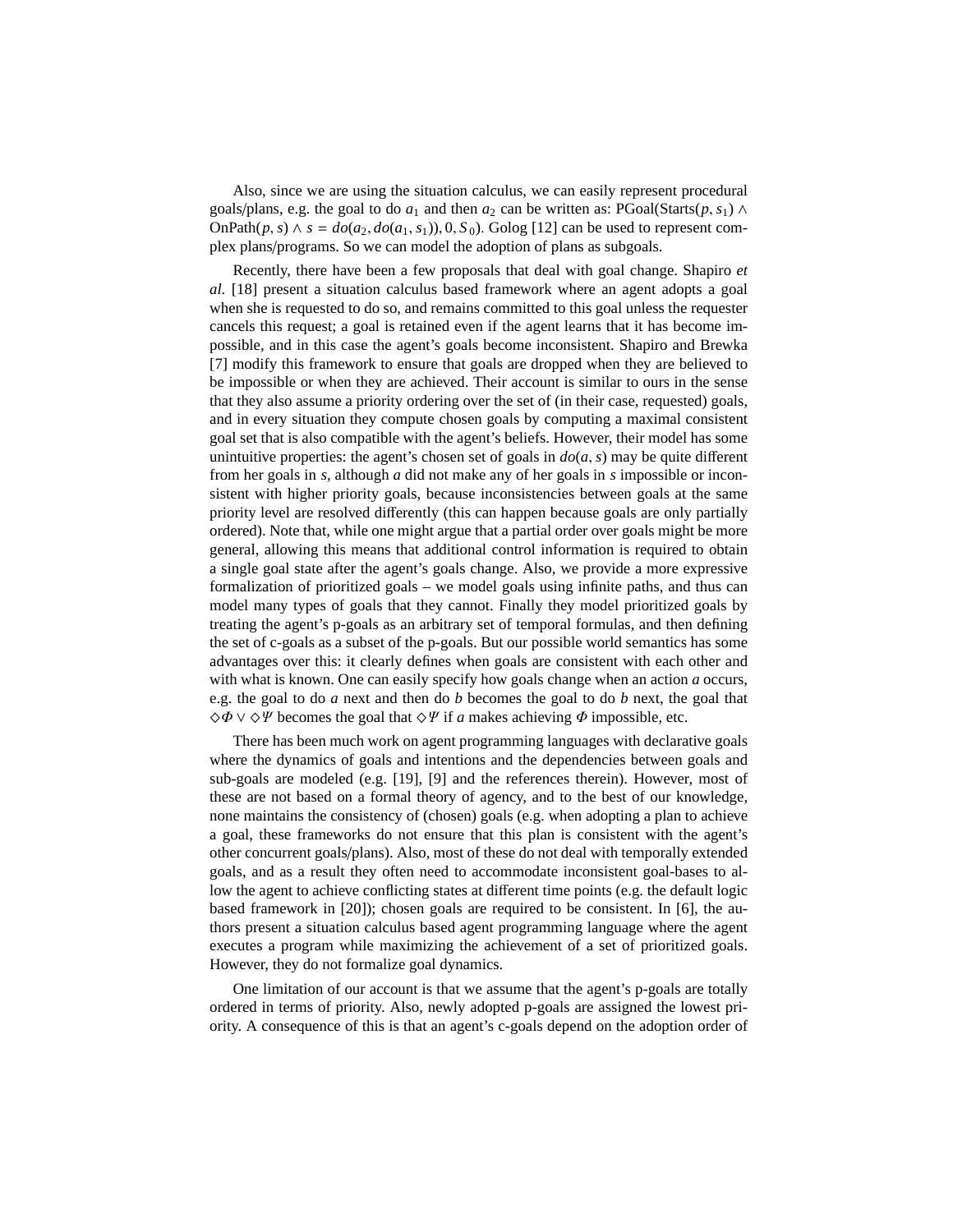Also, since we are using the situation calculus, we can easily represent procedural goals/plans, e.g. the goal to do $a_1$ and then $a_2$ can be written as: $\text{PGoal}(\text{Starts}(p, s_1) \wedge \text{OnPath}(p, s) \wedge s = do(a_2, do(a_1, s_1)), 0, S_0)$. Golog [12] can be used to represent complex plans/programs. So we can model the adoption of plans as subgoals.

Recently, there have been a few proposals that deal with goal change. Shapiro *et al.* [18] present a situation calculus based framework where an agent adopts a goal when she is requested to do so, and remains committed to this goal unless the requester cancels this request; a goal is retained even if the agent learns that it has become impossible, and in this case the agent's goals become inconsistent. Shapiro and Brewka [7] modify this framework to ensure that goals are dropped when they are believed to be impossible or when they are achieved. Their account is similar to ours in the sense that they also assume a priority ordering over the set of (in their case, requested) goals, and in every situation they compute chosen goals by computing a maximal consistent goal set that is also compatible with the agent's beliefs. However, their model has some unintuitive properties: the agent's chosen set of goals in $do(a, s)$ may be quite different from her goals in $s$, although $a$ did not make any of her goals in $s$ impossible or inconsistent with higher priority goals, because inconsistencies between goals at the same priority level are resolved differently (this can happen because goals are only partially ordered). Note that, while one might argue that a partial order over goals might be more general, allowing this means that additional control information is required to obtain a single goal state after the agent's goals change. Also, we provide a more expressive formalization of prioritized goals – we model goals using infinite paths, and thus can model many types of goals that they cannot. Finally they model prioritized goals by treating the agent's p-goals as an arbitrary set of temporal formulas, and then defining the set of c-goals as a subset of the p-goals. But our possible world semantics has some advantages over this: it clearly defines when goals are consistent with each other and with what is known. One can easily specify how goals change when an action $a$ occurs, e.g. the goal to do $a$ next and then do $b$ becomes the goal to do $b$ next, the goal that $\Diamond\Phi \vee \Diamond\Psi$ becomes the goal that $\Diamond\Psi$ if $a$ makes achieving $\Phi$ impossible, etc.

There has been much work on agent programming languages with declarative goals where the dynamics of goals and intentions and the dependencies between goals and sub-goals are modeled (e.g. [19], [9] and the references therein). However, most of these are not based on a formal theory of agency, and to the best of our knowledge, none maintains the consistency of (chosen) goals (e.g. when adopting a plan to achieve a goal, these frameworks do not ensure that this plan is consistent with the agent's other concurrent goals/plans). Also, most of these do not deal with temporally extended goals, and as a result they often need to accommodate inconsistent goal-bases to allow the agent to achieve conflicting states at different time points (e.g. the default logic based framework in [20]); chosen goals are required to be consistent. In [6], the authors present a situation calculus based agent programming language where the agent executes a program while maximizing the achievement of a set of prioritized goals. However, they do not formalize goal dynamics.

One limitation of our account is that we assume that the agent's p-goals are totally ordered in terms of priority. Also, newly adopted p-goals are assigned the lowest priority. A consequence of this is that an agent's c-goals depend on the adoption order of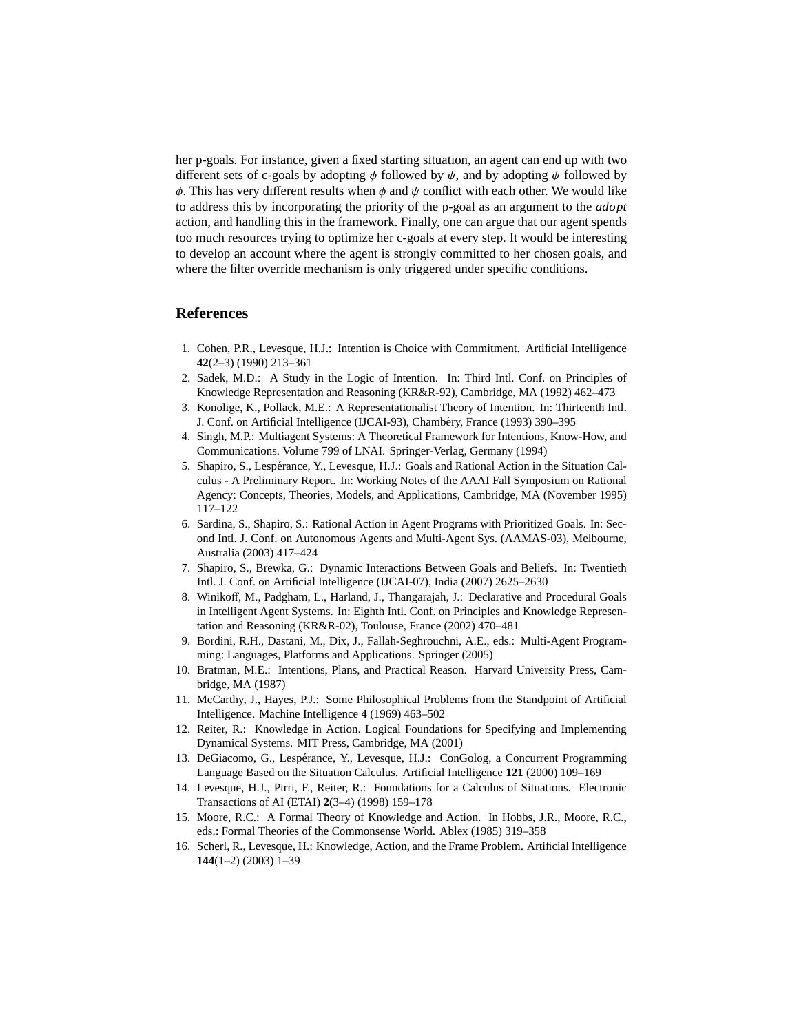her p-goals. For instance, given a fixed starting situation, an agent can end up with two different sets of c-goals by adopting $\phi$ followed by $\psi$, and by adopting $\psi$ followed by $\phi$. This has very different results when $\phi$ and $\psi$ conflict with each other. We would like to address this by incorporating the priority of the p-goal as an argument to the *adopt* action, and handling this in the framework. Finally, one can argue that our agent spends too much resources trying to optimize her c-goals at every step. It would be interesting to develop an account where the agent is strongly committed to her chosen goals, and where the filter override mechanism is only triggered under specific conditions.

## References

1. Cohen, P.R., Levesque, H.J.: Intention is Choice with Commitment. Artificial Intelligence **42**(2–3) (1990) 213–361
2. Sadek, M.D.: A Study in the Logic of Intention. In: Third Intl. Conf. on Principles of Knowledge Representation and Reasoning (KR&R-92), Cambridge, MA (1992) 462–473
3. Konolige, K., Pollack, M.E.: A Representationalist Theory of Intention. In: Thirteenth Intl. J. Conf. on Artificial Intelligence (IJCAI-93), Chambéry, France (1993) 390–395
4. Singh, M.P.: Multiagent Systems: A Theoretical Framework for Intentions, Know-How, and Communications. Volume 799 of LNAI. Springer-Verlag, Germany (1994)
5. Shapiro, S., Lespérance, Y., Levesque, H.J.: Goals and Rational Action in the Situation Calculus - A Preliminary Report. In: Working Notes of the AAAI Fall Symposium on Rational Agency: Concepts, Theories, Models, and Applications, Cambridge, MA (November 1995) 117–122
6. Sardina, S., Shapiro, S.: Rational Action in Agent Programs with Prioritized Goals. In: Second Intl. J. Conf. on Autonomous Agents and Multi-Agent Sys. (AAMAS-03), Melbourne, Australia (2003) 417–424
7. Shapiro, S., Brewka, G.: Dynamic Interactions Between Goals and Beliefs. In: Twentieth Intl. J. Conf. on Artificial Intelligence (IJCAI-07), India (2007) 2625–2630
8. Winikoff, M., Padgham, L., Harland, J., Thangarajah, J.: Declarative and Procedural Goals in Intelligent Agent Systems. In: Eighth Intl. Conf. on Principles and Knowledge Representation and Reasoning (KR&R-02), Toulouse, France (2002) 470–481
9. Bordini, R.H., Dastani, M., Dix, J., Fallah-Seghrouchni, A.E., eds.: Multi-Agent Programming: Languages, Platforms and Applications. Springer (2005)
10. Bratman, M.E.: Intentions, Plans, and Practical Reason. Harvard University Press, Cambridge, MA (1987)
11. McCarthy, J., Hayes, P.J.: Some Philosophical Problems from the Standpoint of Artificial Intelligence. Machine Intelligence **4** (1969) 463–502
12. Reiter, R.: Knowledge in Action. Logical Foundations for Specifying and Implementing Dynamical Systems. MIT Press, Cambridge, MA (2001)
13. DeGiacomo, G., Lespérance, Y., Levesque, H.J.: ConGolog, a Concurrent Programming Language Based on the Situation Calculus. Artificial Intelligence **121** (2000) 109–169
14. Levesque, H.J., Pirri, F., Reiter, R.: Foundations for a Calculus of Situations. Electronic Transactions of AI (ETAI) **2**(3–4) (1998) 159–178
15. Moore, R.C.: A Formal Theory of Knowledge and Action. In Hobbs, J.R., Moore, R.C., eds.: Formal Theories of the Commonsense World. Ablex (1985) 319–358
16. Scherl, R., Levesque, H.: Knowledge, Action, and the Frame Problem. Artificial Intelligence **144**(1–2) (2003) 1–39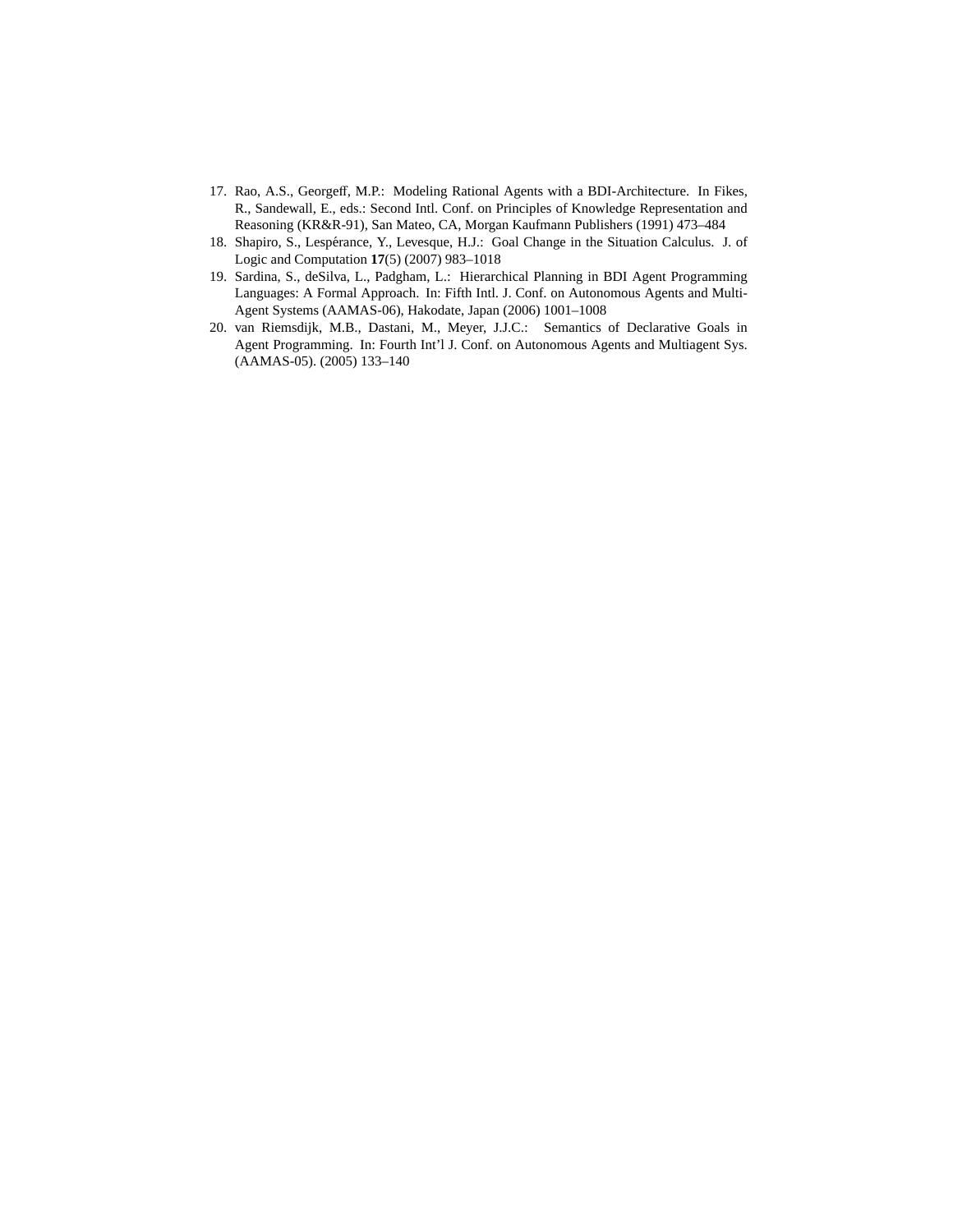17. Rao, A.S., Georgeff, M.P.: Modeling Rational Agents with a BDI-Architecture. In Fikes, R., Sandewall, E., eds.: Second Intl. Conf. on Principles of Knowledge Representation and Reasoning (KR&R-91), San Mateo, CA, Morgan Kaufmann Publishers (1991) 473–484
18. Shapiro, S., Lespérance, Y., Levesque, H.J.: Goal Change in the Situation Calculus. J. of Logic and Computation **17**(5) (2007) 983–1018
19. Sardina, S., deSilva, L., Padgham, L.: Hierarchical Planning in BDI Agent Programming Languages: A Formal Approach. In: Fifth Intl. J. Conf. on Autonomous Agents and Multi-Agent Systems (AAMAS-06), Hakodate, Japan (2006) 1001–1008
20. van Riemsdijk, M.B., Dastani, M., Meyer, J.J.C.: Semantics of Declarative Goals in Agent Programming. In: Fourth Int'l J. Conf. on Autonomous Agents and Multiagent Sys. (AAMAS-05). (2005) 133–140